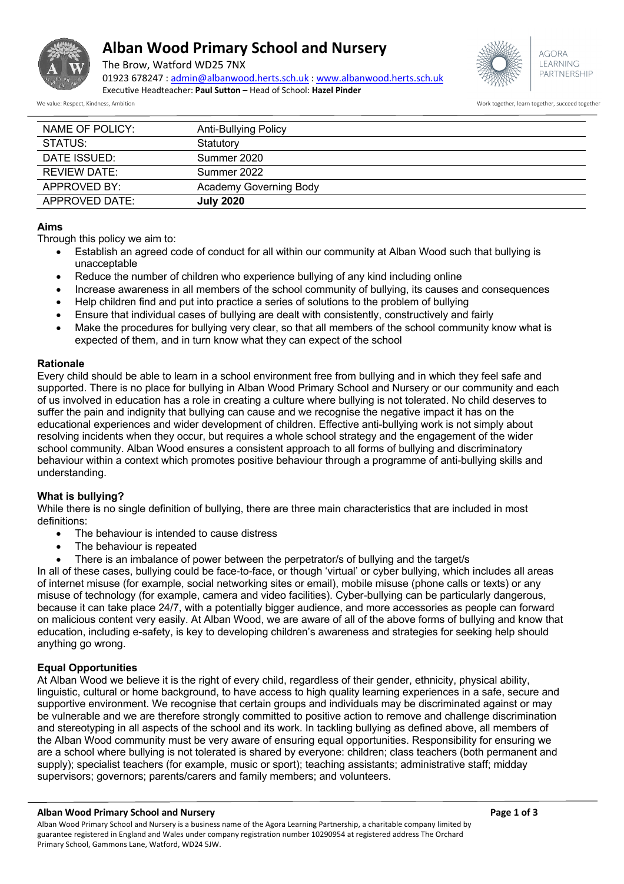# Alban Wood Primary School and Nursery

The Brow, Watford WD25 7NX
01923 678247 : admin@albanwood.herts.sch.uk : www.albanwood.herts.sch.uk
Executive Headteacher: **Paul Sutton** – Head of School: **Hazel Pinder**

We value: Respect, Kindness, Ambition

Work together, learn together, succeed together

| NAME OF POLICY: | Anti-Bullying Policy |
|---|---|
| STATUS: | Statutory |
| DATE ISSUED: | Summer 2020 |
| REVIEW DATE: | Summer 2022 |
| APPROVED BY: | Academy Governing Body |
| APPROVED DATE: | **July 2020** |

### Aims

Through this policy we aim to:

- Establish an agreed code of conduct for all within our community at Alban Wood such that bullying is unacceptable
- Reduce the number of children who experience bullying of any kind including online
- Increase awareness in all members of the school community of bullying, its causes and consequences
- Help children find and put into practice a series of solutions to the problem of bullying
- Ensure that individual cases of bullying are dealt with consistently, constructively and fairly
- Make the procedures for bullying very clear, so that all members of the school community know what is expected of them, and in turn know what they can expect of the school

### Rationale

Every child should be able to learn in a school environment free from bullying and in which they feel safe and supported. There is no place for bullying in Alban Wood Primary School and Nursery or our community and each of us involved in education has a role in creating a culture where bullying is not tolerated. No child deserves to suffer the pain and indignity that bullying can cause and we recognise the negative impact it has on the educational experiences and wider development of children. Effective anti-bullying work is not simply about resolving incidents when they occur, but requires a whole school strategy and the engagement of the wider school community. Alban Wood ensures a consistent approach to all forms of bullying and discriminatory behaviour within a context which promotes positive behaviour through a programme of anti-bullying skills and understanding.

### What is bullying?

While there is no single definition of bullying, there are three main characteristics that are included in most definitions:

- The behaviour is intended to cause distress
- The behaviour is repeated
- There is an imbalance of power between the perpetrator/s of bullying and the target/s

In all of these cases, bullying could be face-to-face, or though 'virtual' or cyber bullying, which includes all areas of internet misuse (for example, social networking sites or email), mobile misuse (phone calls or texts) or any misuse of technology (for example, camera and video facilities). Cyber-bullying can be particularly dangerous, because it can take place 24/7, with a potentially bigger audience, and more accessories as people can forward on malicious content very easily. At Alban Wood, we are aware of all of the above forms of bullying and know that education, including e-safety, is key to developing children's awareness and strategies for seeking help should anything go wrong.

### Equal Opportunities

At Alban Wood we believe it is the right of every child, regardless of their gender, ethnicity, physical ability, linguistic, cultural or home background, to have access to high quality learning experiences in a safe, secure and supportive environment. We recognise that certain groups and individuals may be discriminated against or may be vulnerable and we are therefore strongly committed to positive action to remove and challenge discrimination and stereotyping in all aspects of the school and its work. In tackling bullying as defined above, all members of the Alban Wood community must be very aware of ensuring equal opportunities. Responsibility for ensuring we are a school where bullying is not tolerated is shared by everyone: children; class teachers (both permanent and supply); specialist teachers (for example, music or sport); teaching assistants; administrative staff; midday supervisors; governors; parents/carers and family members; and volunteers.

Alban Wood Primary School and Nursery is a business name of the Agora Learning Partnership, a charitable company limited by guarantee registered in England and Wales under company registration number 10290954 at registered address The Orchard Primary School, Gammons Lane, Watford, WD24 5JW.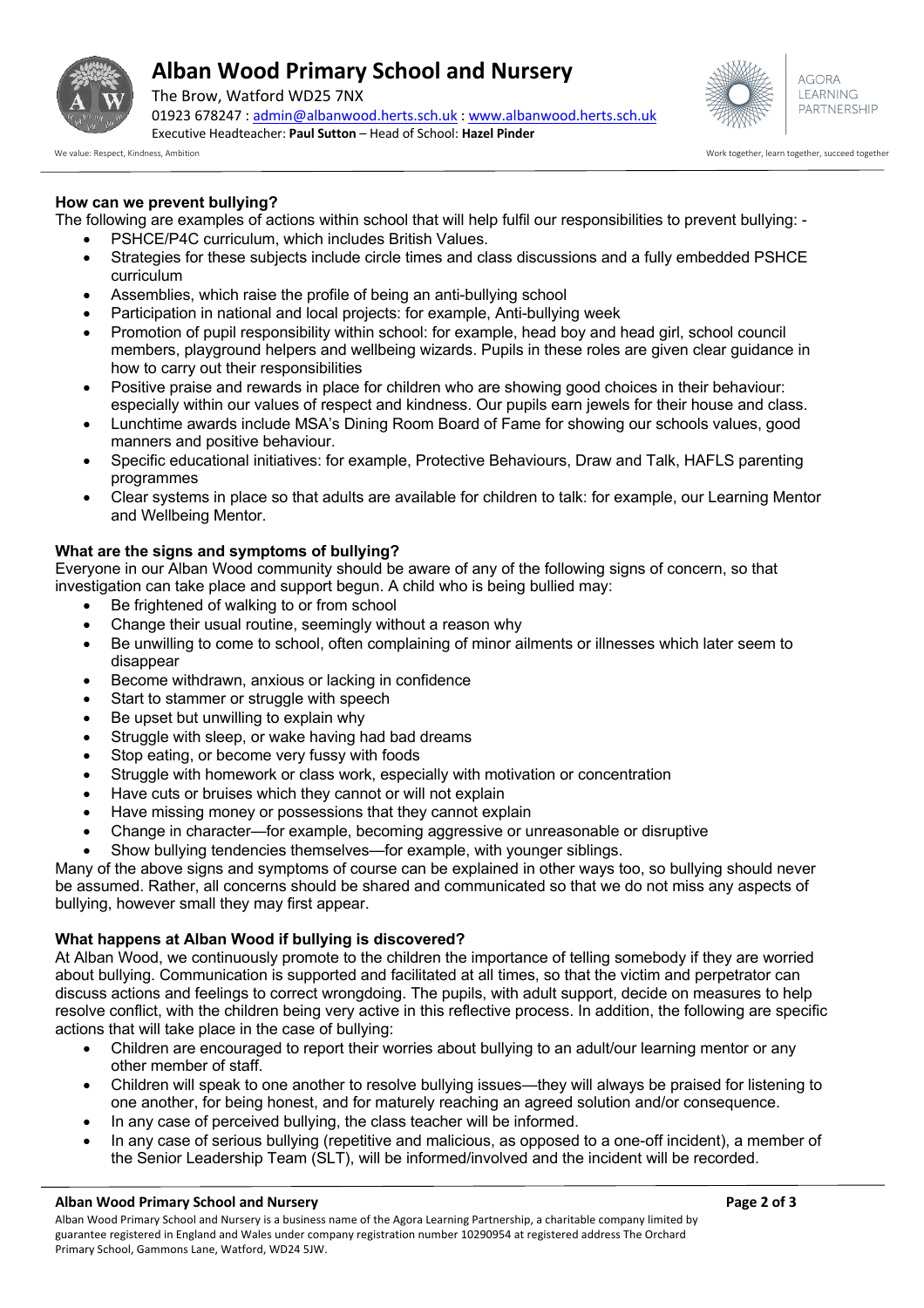### How can we prevent bullying?

The following are examples of actions within school that will help fulfil our responsibilities to prevent bullying: -

- PSHCE/P4C curriculum, which includes British Values.
- Strategies for these subjects include circle times and class discussions and a fully embedded PSHCE curriculum
- Assemblies, which raise the profile of being an anti-bullying school
- Participation in national and local projects: for example, Anti-bullying week
- Promotion of pupil responsibility within school: for example, head boy and head girl, school council members, playground helpers and wellbeing wizards. Pupils in these roles are given clear guidance in how to carry out their responsibilities
- Positive praise and rewards in place for children who are showing good choices in their behaviour: especially within our values of respect and kindness. Our pupils earn jewels for their house and class.
- Lunchtime awards include MSA's Dining Room Board of Fame for showing our schools values, good manners and positive behaviour.
- Specific educational initiatives: for example, Protective Behaviours, Draw and Talk, HAFLS parenting programmes
- Clear systems in place so that adults are available for children to talk: for example, our Learning Mentor and Wellbeing Mentor.

### What are the signs and symptoms of bullying?

Everyone in our Alban Wood community should be aware of any of the following signs of concern, so that investigation can take place and support begun. A child who is being bullied may:

- Be frightened of walking to or from school
- Change their usual routine, seemingly without a reason why
- Be unwilling to come to school, often complaining of minor ailments or illnesses which later seem to disappear
- Become withdrawn, anxious or lacking in confidence
- Start to stammer or struggle with speech
- Be upset but unwilling to explain why
- Struggle with sleep, or wake having had bad dreams
- Stop eating, or become very fussy with foods
- Struggle with homework or class work, especially with motivation or concentration
- Have cuts or bruises which they cannot or will not explain
- Have missing money or possessions that they cannot explain
- Change in character—for example, becoming aggressive or unreasonable or disruptive
- Show bullying tendencies themselves—for example, with younger siblings.

Many of the above signs and symptoms of course can be explained in other ways too, so bullying should never be assumed. Rather, all concerns should be shared and communicated so that we do not miss any aspects of bullying, however small they may first appear.

### What happens at Alban Wood if bullying is discovered?

At Alban Wood, we continuously promote to the children the importance of telling somebody if they are worried about bullying. Communication is supported and facilitated at all times, so that the victim and perpetrator can discuss actions and feelings to correct wrongdoing. The pupils, with adult support, decide on measures to help resolve conflict, with the children being very active in this reflective process. In addition, the following are specific actions that will take place in the case of bullying:

- Children are encouraged to report their worries about bullying to an adult/our learning mentor or any other member of staff.
- Children will speak to one another to resolve bullying issues—they will always be praised for listening to one another, for being honest, and for maturely reaching an agreed solution and/or consequence.
- In any case of perceived bullying, the class teacher will be informed.
- In any case of serious bullying (repetitive and malicious, as opposed to a one-off incident), a member of the Senior Leadership Team (SLT), will be informed/involved and the incident will be recorded.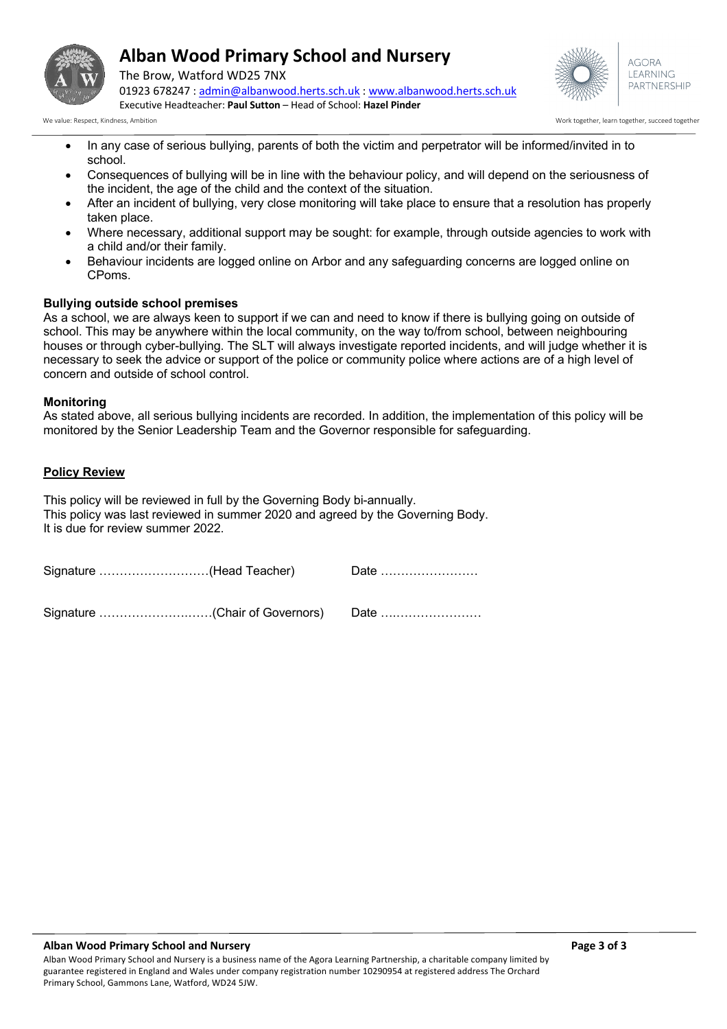- In any case of serious bullying, parents of both the victim and perpetrator will be informed/invited in to school.
- Consequences of bullying will be in line with the behaviour policy, and will depend on the seriousness of the incident, the age of the child and the context of the situation.
- After an incident of bullying, very close monitoring will take place to ensure that a resolution has properly taken place.
- Where necessary, additional support may be sought: for example, through outside agencies to work with a child and/or their family.
- Behaviour incidents are logged online on Arbor and any safeguarding concerns are logged online on CPoms.

**Bullying outside school premises**

As a school, we are always keen to support if we can and need to know if there is bullying going on outside of school. This may be anywhere within the local community, on the way to/from school, between neighbouring houses or through cyber-bullying. The SLT will always investigate reported incidents, and will judge whether it is necessary to seek the advice or support of the police or community police where actions are of a high level of concern and outside of school control.

**Monitoring**

As stated above, all serious bullying incidents are recorded. In addition, the implementation of this policy will be monitored by the Senior Leadership Team and the Governor responsible for safeguarding.

**Policy Review**

This policy will be reviewed in full by the Governing Body bi-annually.
This policy was last reviewed in summer 2020 and agreed by the Governing Body.
It is due for review summer 2022.

Signature ………………………(Head Teacher) Date ……………………

Signature ………………….……(Chair of Governors) Date …..………………